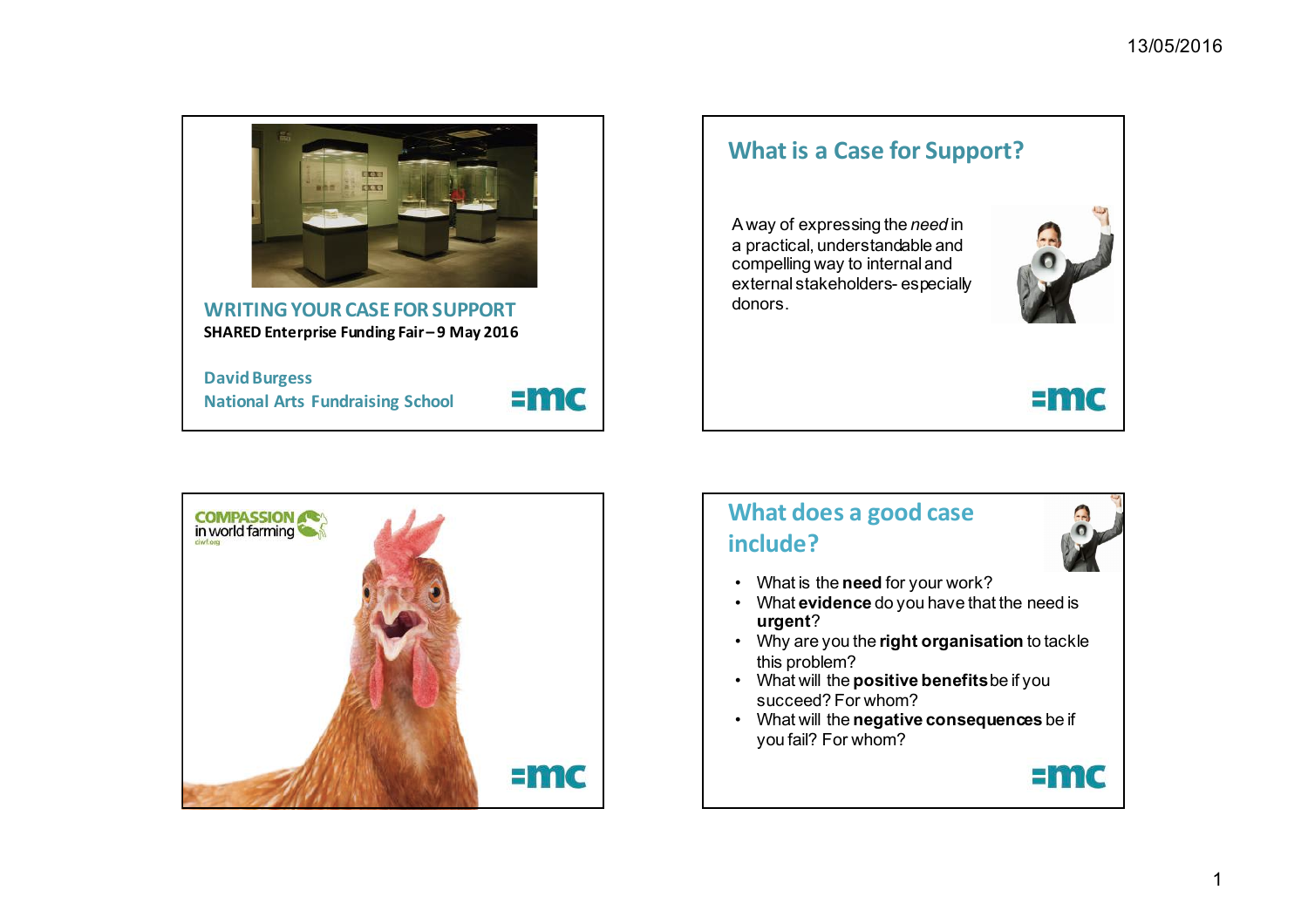# WRITING YOUR CASE FOR SUPPORT

**SHARED Enterprise Funding Fair – 9 May 2016**

David Burgess
National Arts Fundraising School

=mc

## What is a Case for Support?

A way of expressing the *need* in a practical, understandable and compelling way to internal and external stakeholders- especially donors.

=mc

COMPASSION in world farming
ciwf.org

=mc

## What does a good case include?

- What is the **need** for your work?
- What **evidence** do you have that the need is **urgent**?
- Why are you the **right organisation** to tackle this problem?
- What will the **positive benefits** be if you succeed? For whom?
- What will the **negative consequences** be if you fail? For whom?

=mc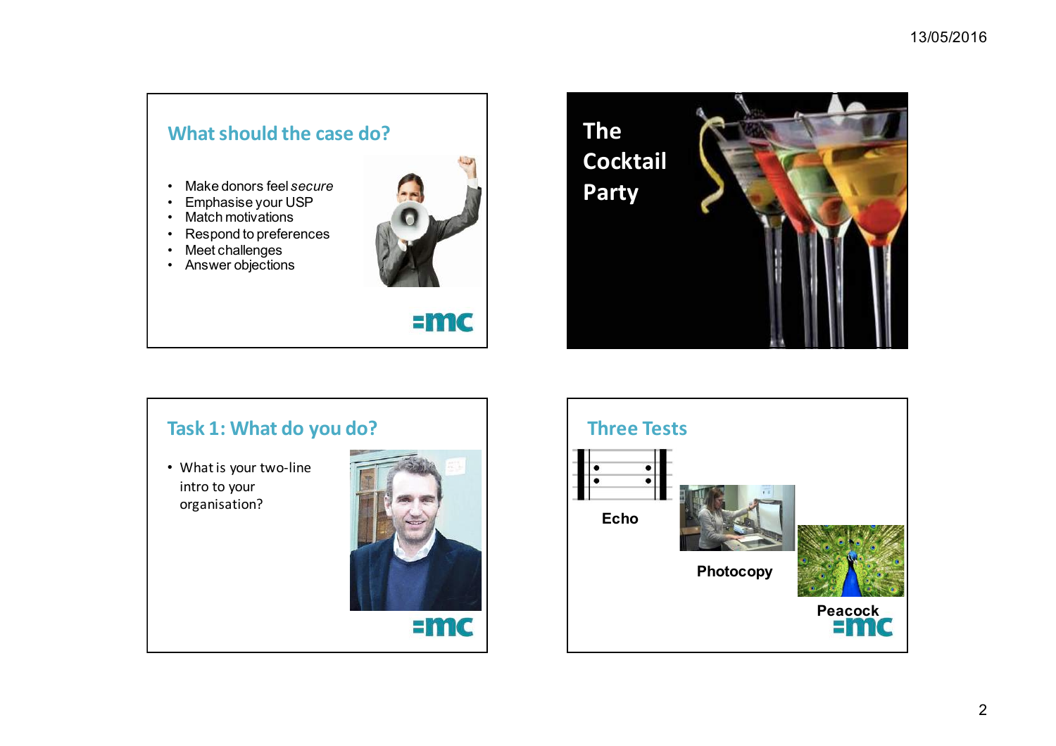## What should the case do?

- Make donors feel *secure*
- Emphasise your USP
- Match motivations
- Respond to preferences
- Meet challenges
- Answer objections

=mc

## The Cocktail Party

## Task 1: What do you do?

- What is your two-line intro to your organisation?

=mc

## Three Tests

**Echo**

**Photocopy**

**Peacock**

=mc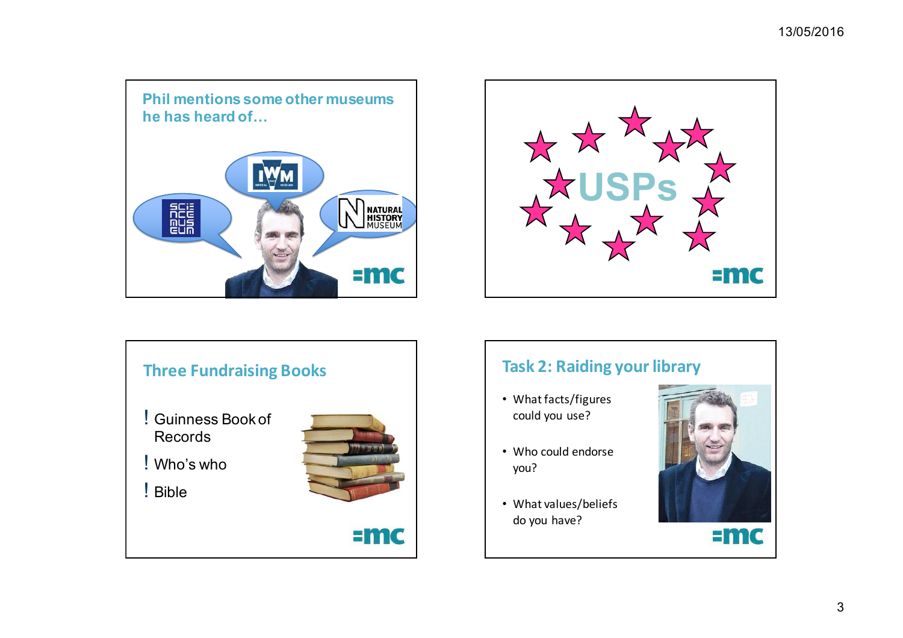## Phil mentions some other museums he has heard of…

## USPs

## Three Fundraising Books

- Guinness Book of Records
- Who's who
- Bible

## Task 2: Raiding your library

- What facts/figures could you use?
- Who could endorse you?
- What values/beliefs do you have?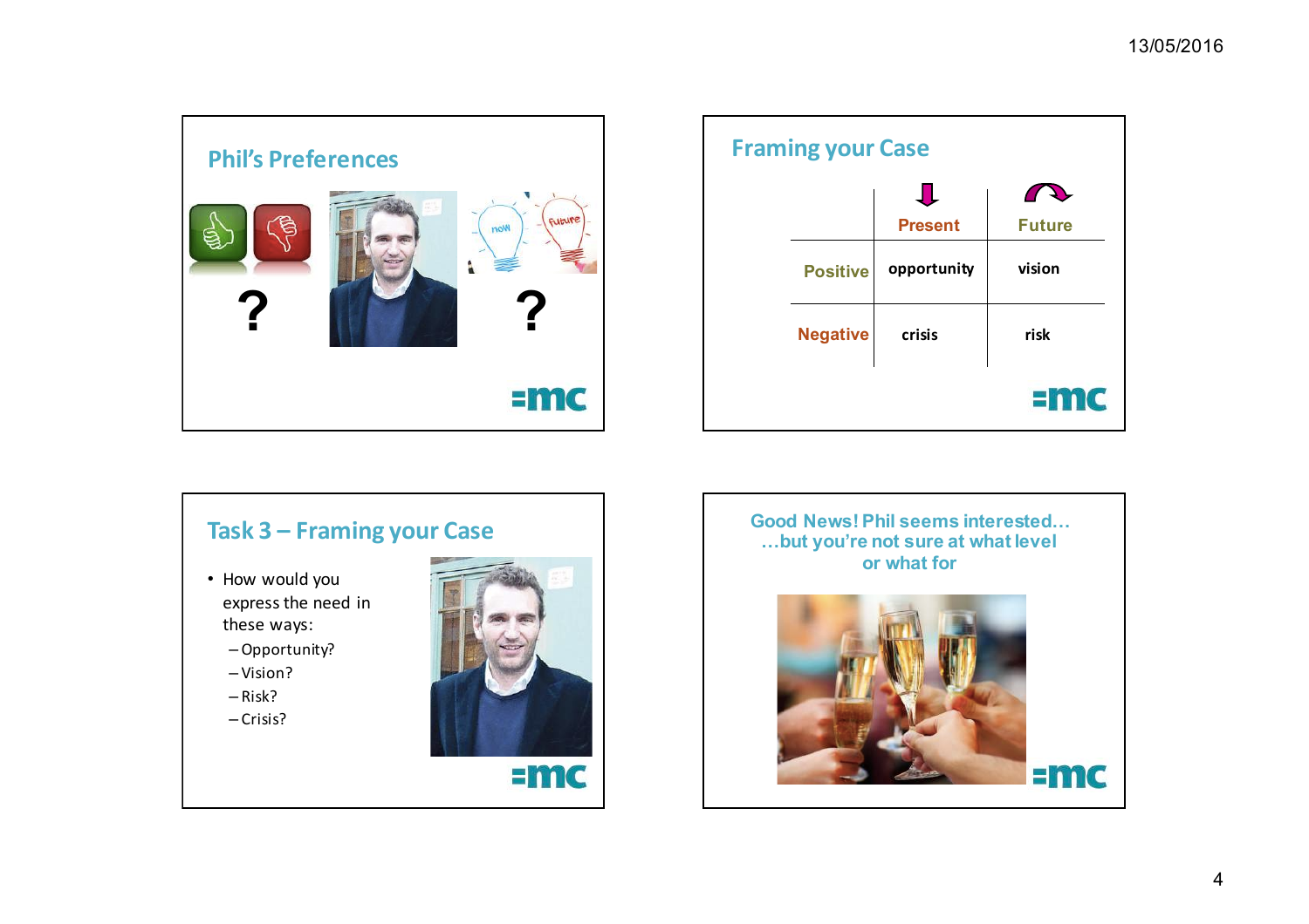## Phil's Preferences

?

?

=mc

## Framing your Case

| | Present | Future |
|---|---|---|
| Positive | opportunity | vision |
| Negative | crisis | risk |

=mc

## Task 3 – Framing your Case

- How would you express the need in these ways:
  - Opportunity?
  - Vision?
  - Risk?
  - Crisis?

=mc

## Good News! Phil seems interested… …but you're not sure at what level or what for

=mc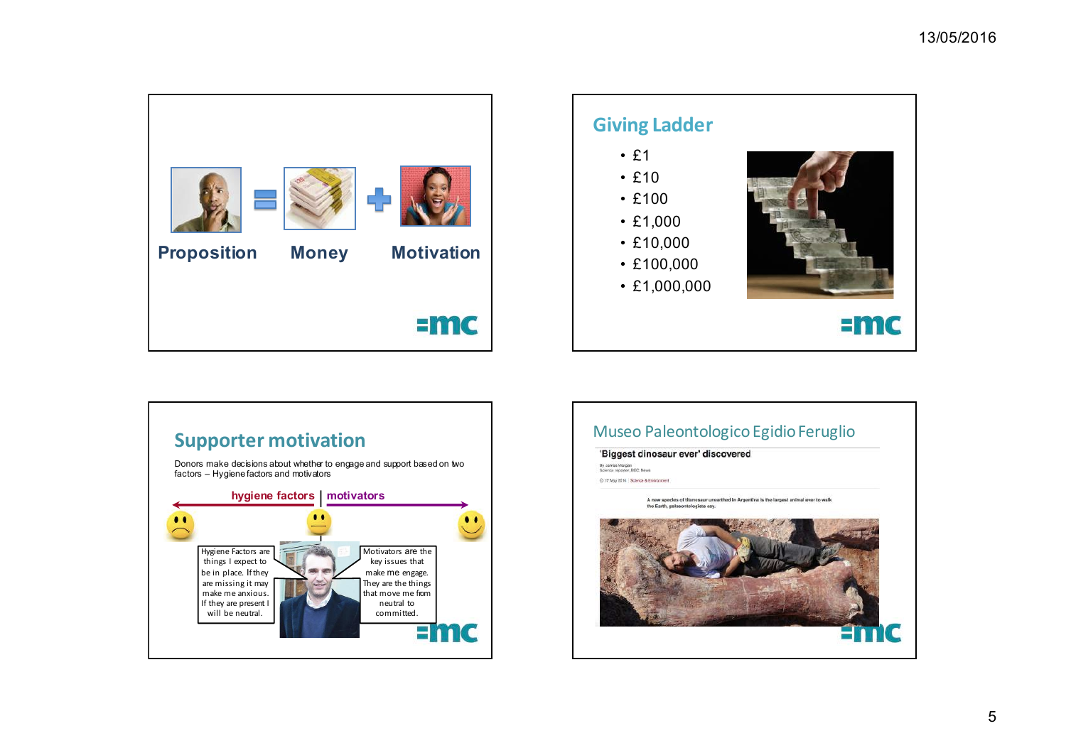Proposition = Money + Motivation

## Giving Ladder

- £1
- £10
- £100
- £1,000
- £10,000
- £100,000
- £1,000,000

## Supporter motivation

Donors make decisions about whether to engage and support based on two factors – Hygiene factors and motivators

hygiene factors | motivators

Hygiene Factors are things I expect to be in place. If they are missing it may make me anxious. If they are present I will be neutral.

Motivators are the key issues that make me engage. They are the things that move me from neutral to committed.

## Museo Paleontologico Egidio Feruglio

'Biggest dinosaur ever' discovered

A new species of titanosaur unearthed in Argentina is the largest animal ever to walk the Earth, palaeontologists say.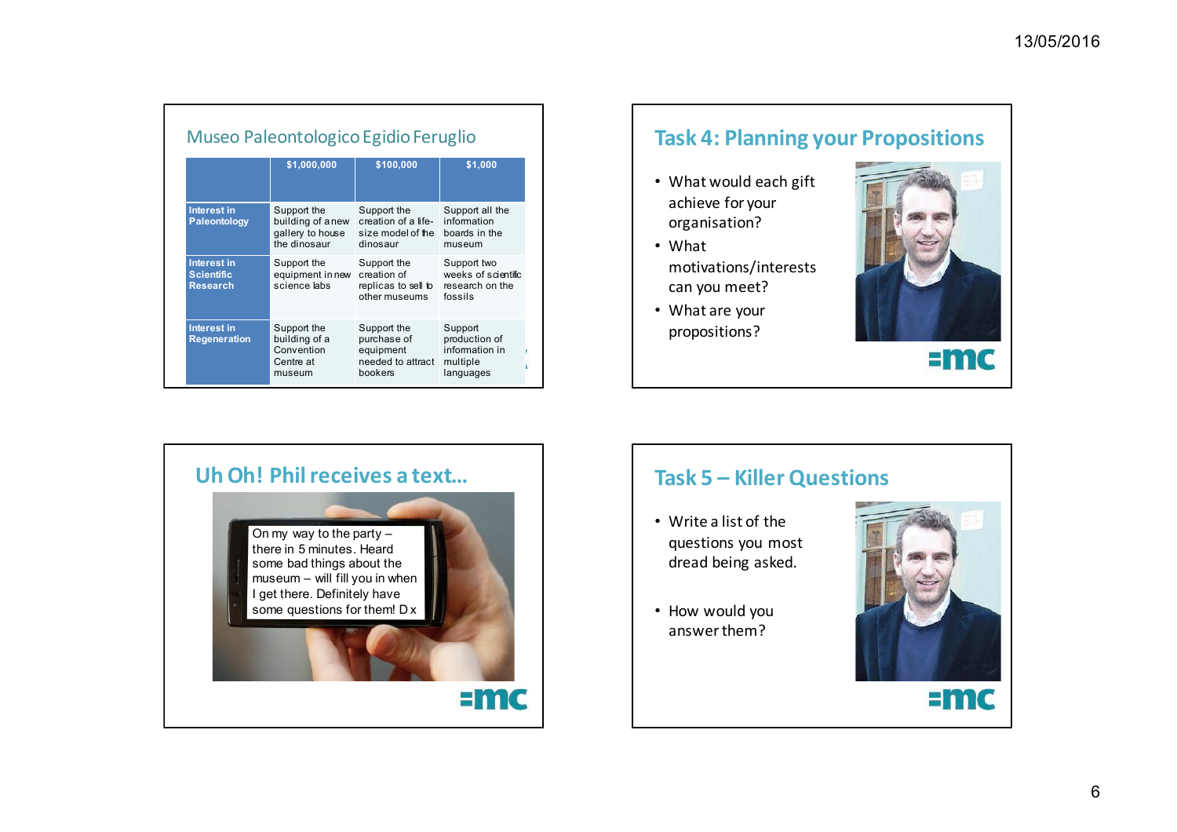## Museo Paleontologico Egidio Feruglio

| | $1,000,000 | $100,000 | $1,000 |
|---|---|---|---|
| **Interest in Paleontology** | Support the building of a new gallery to house the dinosaur | Support the creation of a life-size model of the dinosaur | Support all the information boards in the museum |
| **Interest in Scientific Research** | Support the equipment in new science labs | Support the creation of replicas to sell to other museums | Support two weeks of scientific research on the fossils |
| **Interest in Regeneration** | Support the building of a Convention Centre at museum | Support the purchase of equipment needed to attract bookers | Support production of information in multiple languages |

## Task 4: Planning your Propositions

- What would each gift achieve for your organisation?
- What motivations/interests can you meet?
- What are your propositions?

=mc

## Uh Oh! Phil receives a text...

On my way to the party – there in 5 minutes. Heard some bad things about the museum – will fill you in when I get there. Definitely have some questions for them! D x

=mc

## Task 5 – Killer Questions

- Write a list of the questions you most dread being asked.
- How would you answer them?

=mc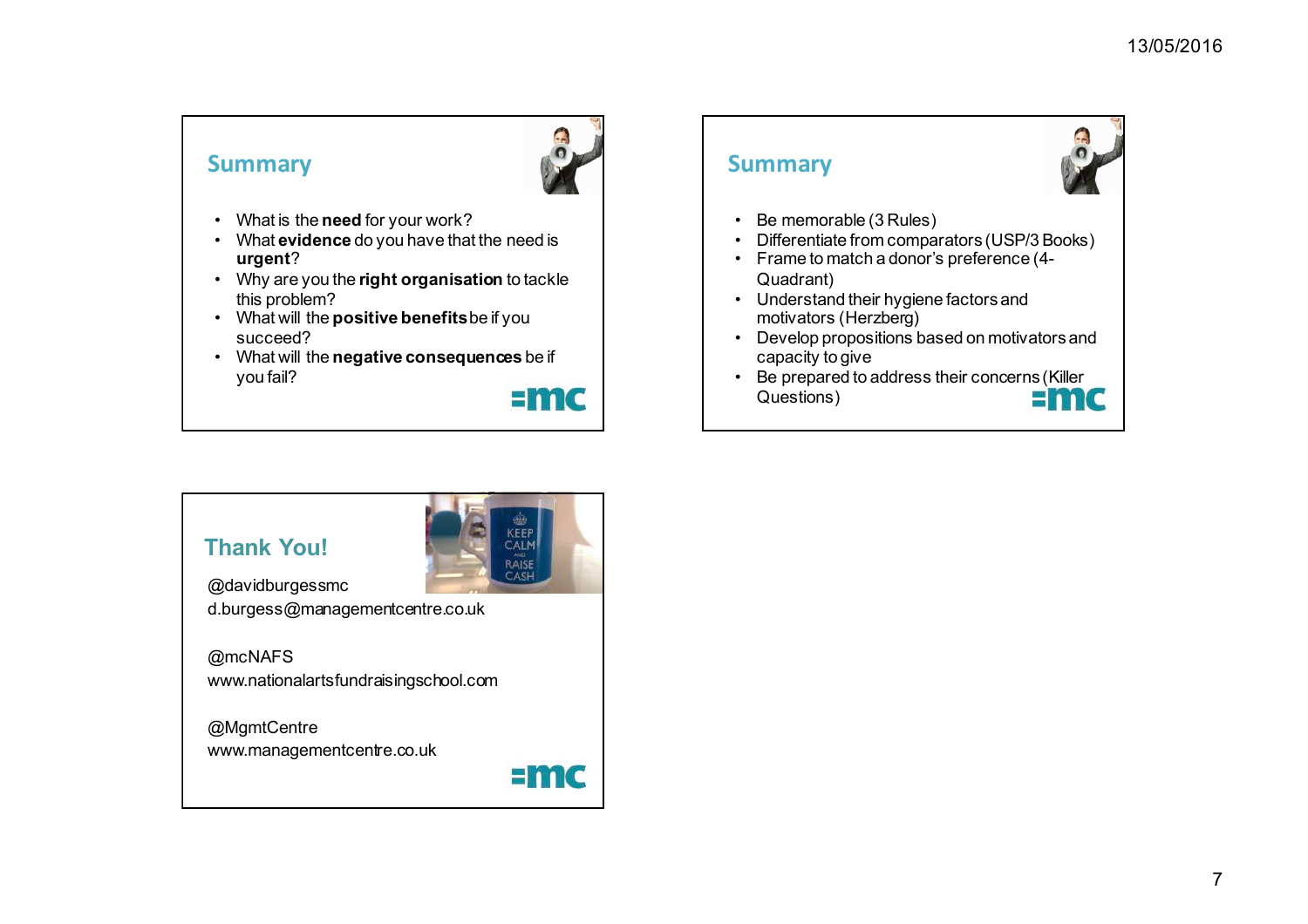## Summary

- What is the **need** for your work?
- What **evidence** do you have that the need is **urgent**?
- Why are you the **right organisation** to tackle this problem?
- What will the **positive benefits** be if you succeed?
- What will the **negative consequences** be if you fail?

=mc

## Summary

- Be memorable (3 Rules)
- Differentiate from comparators (USP/3 Books)
- Frame to match a donor's preference (4-Quadrant)
- Understand their hygiene factors and motivators (Herzberg)
- Develop propositions based on motivators and capacity to give
- Be prepared to address their concerns (Killer Questions)

=mc

## Thank You!

@davidburgessmc
d.burgess@managementcentre.co.uk

@mcNAFS
www.nationalartsfundraisingschool.com

@MgmtCentre
www.managementcentre.co.uk

=mc